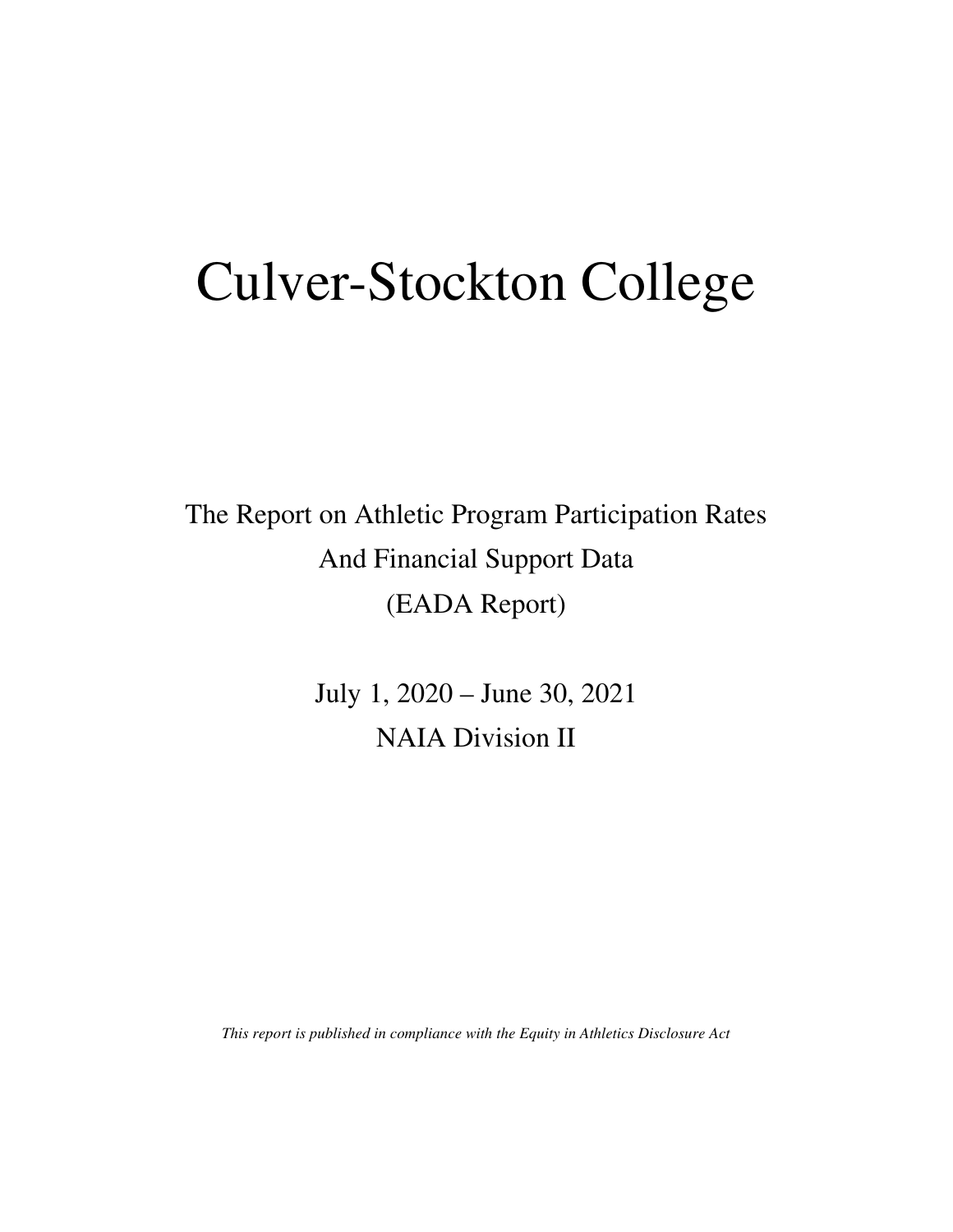# Culver-Stockton College

The Report on Athletic Program Participation Rates
And Financial Support Data
(EADA Report)

July 1, 2020 – June 30, 2021
NAIA Division II

*This report is published in compliance with the Equity in Athletics Disclosure Act*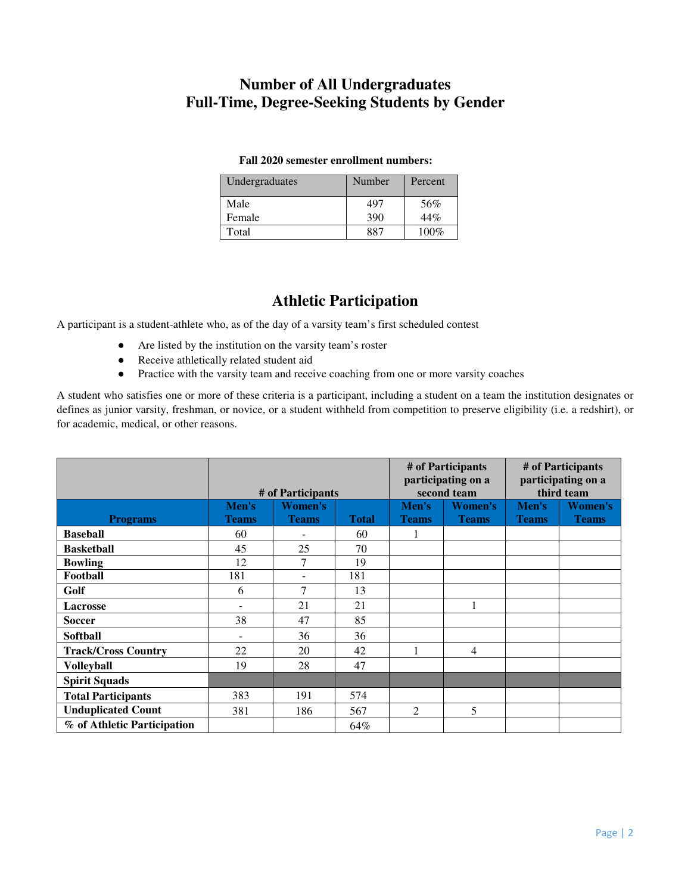# Number of All Undergraduates
# Full-Time, Degree-Seeking Students by Gender

**Fall 2020 semester enrollment numbers:**

| Undergraduates | Number | Percent |
|---|---|---|
| Male | 497 | 56% |
| Female | 390 | 44% |
| Total | 887 | 100% |

## Athletic Participation

A participant is a student-athlete who, as of the day of a varsity team's first scheduled contest

- Are listed by the institution on the varsity team's roster
- Receive athletically related student aid
- Practice with the varsity team and receive coaching from one or more varsity coaches

A student who satisfies one or more of these criteria is a participant, including a student on a team the institution designates or defines as junior varsity, freshman, or novice, or a student withheld from competition to preserve eligibility (i.e. a redshirt), or for academic, medical, or other reasons.

| | # of Participants | | | # of Participants participating on a second team | | # of Participants participating on a third team | |
|---|---|---|---|---|---|---|---|
| **Programs** | **Men's Teams** | **Women's Teams** | **Total** | **Men's Teams** | **Women's Teams** | **Men's Teams** | **Women's Teams** |
| **Baseball** | 60 | - | 60 | 1 | | | |
| **Basketball** | 45 | 25 | 70 | | | | |
| **Bowling** | 12 | 7 | 19 | | | | |
| **Football** | 181 | - | 181 | | | | |
| **Golf** | 6 | 7 | 13 | | | | |
| **Lacrosse** | - | 21 | 21 | | 1 | | |
| **Soccer** | 38 | 47 | 85 | | | | |
| **Softball** | - | 36 | 36 | | | | |
| **Track/Cross Country** | 22 | 20 | 42 | 1 | 4 | | |
| **Volleyball** | 19 | 28 | 47 | | | | |
| **Spirit Squads** | | | | | | | |
| **Total Participants** | 383 | 191 | 574 | | | | |
| **Unduplicated Count** | 381 | 186 | 567 | 2 | 5 | | |
| **% of Athletic Participation** | | | 64% | | | | |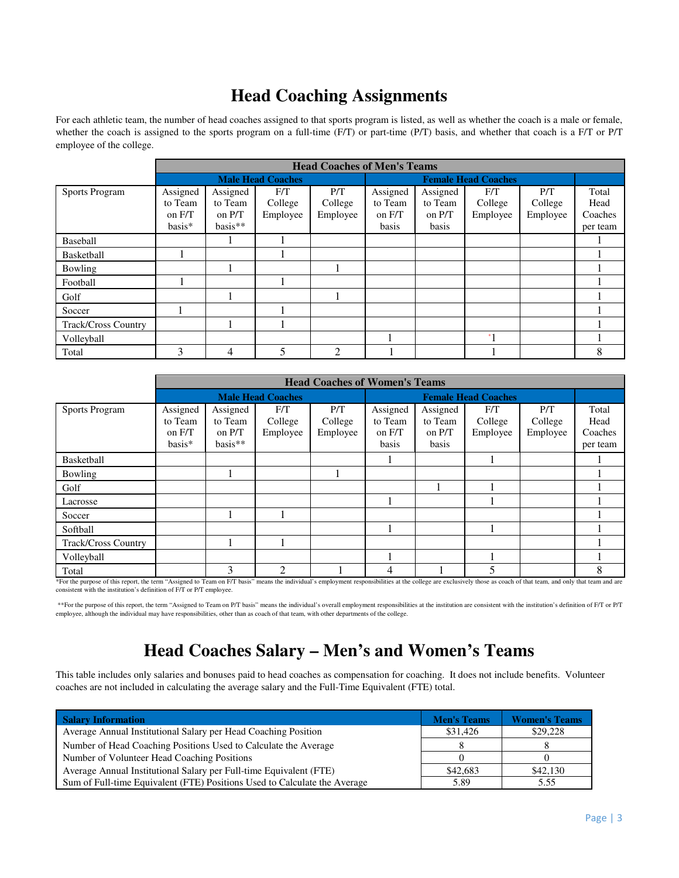# Head Coaching Assignments

For each athletic team, the number of head coaches assigned to that sports program is listed, as well as whether the coach is a male or female, whether the coach is assigned to the sports program on a full-time (F/T) or part-time (P/T) basis, and whether that coach is a F/T or P/T employee of the college.

| | Head Coaches of Men's Teams | | | | | | | | |
|---|---|---|---|---|---|---|---|---|---|
| | Male Head Coaches | | | | Female Head Coaches | | | | |
| Sports Program | Assigned to Team on F/T basis* | Assigned to Team on P/T basis** | F/T College Employee | P/T College Employee | Assigned to Team on F/T basis | Assigned to Team on P/T basis | F/T College Employee | P/T College Employee | Total Head Coaches per team |
| Baseball | | 1 | 1 | | | | | | 1 |
| Basketball | 1 | | 1 | | | | | | 1 |
| Bowling | | 1 | | 1 | | | | | 1 |
| Football | 1 | | 1 | | | | | | 1 |
| Golf | | 1 | | 1 | | | | | 1 |
| Soccer | 1 | | 1 | | | | | | 1 |
| Track/Cross Country | | 1 | 1 | | | | | | 1 |
| Volleyball | | | | | 1 | | 1 | | 1 |
| Total | 3 | 4 | 5 | 2 | 1 | | 1 | | 8 |

| | Head Coaches of Women's Teams | | | | | | | | |
|---|---|---|---|---|---|---|---|---|---|
| | Male Head Coaches | | | | Female Head Coaches | | | | |
| Sports Program | Assigned to Team on F/T basis* | Assigned to Team on P/T basis** | F/T College Employee | P/T College Employee | Assigned to Team on F/T basis | Assigned to Team on P/T basis | F/T College Employee | P/T College Employee | Total Head Coaches per team |
| Basketball | | | | | 1 | | 1 | | 1 |
| Bowling | | 1 | | 1 | | | | | 1 |
| Golf | | | | | | 1 | 1 | | 1 |
| Lacrosse | | | | | 1 | | 1 | | 1 |
| Soccer | | 1 | 1 | | | | | | 1 |
| Softball | | | | | 1 | | 1 | | 1 |
| Track/Cross Country | | 1 | 1 | | | | | | 1 |
| Volleyball | | | | | 1 | | 1 | | 1 |
| Total | | 3 | 2 | 1 | 4 | 1 | 5 | | 8 |

*For the purpose of this report, the term "Assigned to Team on F/T basis" means the individual's employment responsibilities at the college are exclusively those as coach of that team, and only that team and are consistent with the institution's definition of F/T or P/T employee.

**For the purpose of this report, the term "Assigned to Team on P/T basis" means the individual's overall employment responsibilities at the institution are consistent with the institution's definition of F/T or P/T employee, although the individual may have responsibilities, other than as coach of that team, with other departments of the college.

# Head Coaches Salary – Men's and Women's Teams

This table includes only salaries and bonuses paid to head coaches as compensation for coaching. It does not include benefits. Volunteer coaches are not included in calculating the average salary and the Full-Time Equivalent (FTE) total.

| Salary Information | Men's Teams | Women's Teams |
|---|---|---|
| Average Annual Institutional Salary per Head Coaching Position | $31,426 | $29,228 |
| Number of Head Coaching Positions Used to Calculate the Average | 8 | 8 |
| Number of Volunteer Head Coaching Positions | 0 | 0 |
| Average Annual Institutional Salary per Full-time Equivalent (FTE) | $42,683 | $42,130 |
| Sum of Full-time Equivalent (FTE) Positions Used to Calculate the Average | 5.89 | 5.55 |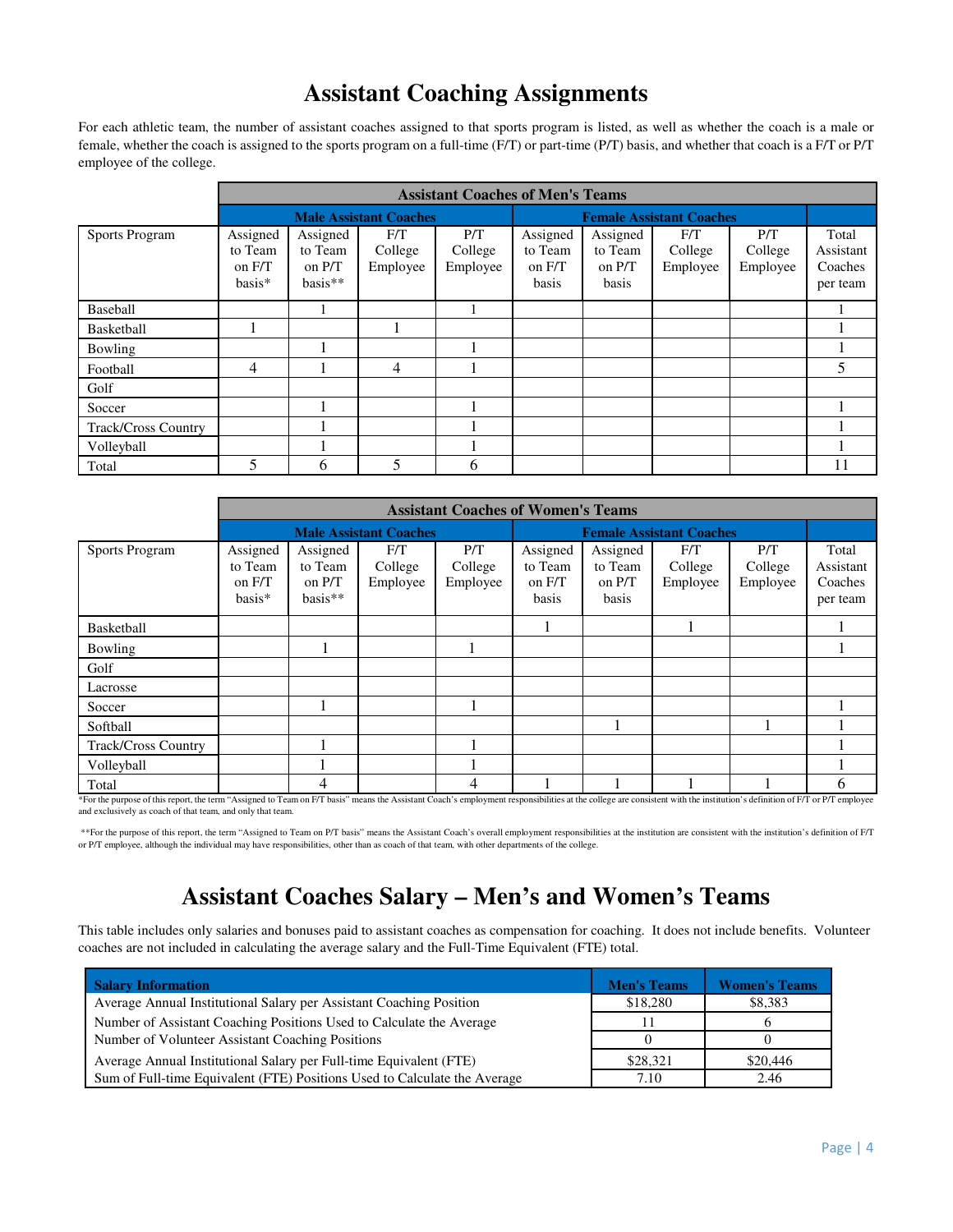# Assistant Coaching Assignments

For each athletic team, the number of assistant coaches assigned to that sports program is listed, as well as whether the coach is a male or female, whether the coach is assigned to the sports program on a full-time (F/T) or part-time (P/T) basis, and whether that coach is a F/T or P/T employee of the college.

| | Assistant Coaches of Men's Teams | | | | | | | | |
|---|---|---|---|---|---|---|---|---|---|
| | Male Assistant Coaches | | | | Female Assistant Coaches | | | | |
| Sports Program | Assigned to Team on F/T basis* | Assigned to Team on P/T basis** | F/T College Employee | P/T College Employee | Assigned to Team on F/T basis | Assigned to Team on P/T basis | F/T College Employee | P/T College Employee | Total Assistant Coaches per team |
| Baseball | | 1 | | 1 | | | | | 1 |
| Basketball | 1 | | 1 | | | | | | 1 |
| Bowling | | 1 | | 1 | | | | | 1 |
| Football | 4 | 1 | 4 | 1 | | | | | 5 |
| Golf | | | | | | | | | |
| Soccer | | 1 | | 1 | | | | | 1 |
| Track/Cross Country | | 1 | | 1 | | | | | 1 |
| Volleyball | | 1 | | 1 | | | | | 1 |
| Total | 5 | 6 | 5 | 6 | | | | | 11 |

| | Assistant Coaches of Women's Teams | | | | | | | | |
|---|---|---|---|---|---|---|---|---|---|
| | Male Assistant Coaches | | | | Female Assistant Coaches | | | | |
| Sports Program | Assigned to Team on F/T basis* | Assigned to Team on P/T basis** | F/T College Employee | P/T College Employee | Assigned to Team on F/T basis | Assigned to Team on P/T basis | F/T College Employee | P/T College Employee | Total Assistant Coaches per team |
| Basketball | | | | | 1 | | 1 | | 1 |
| Bowling | | 1 | | 1 | | | | | 1 |
| Golf | | | | | | | | | |
| Lacrosse | | | | | | | | | |
| Soccer | | 1 | | 1 | | | | | 1 |
| Softball | | | | | | 1 | | 1 | 1 |
| Track/Cross Country | | 1 | | 1 | | | | | 1 |
| Volleyball | | 1 | | 1 | | | | | 1 |
| Total | | 4 | | 4 | 1 | 1 | 1 | 1 | 6 |

*For the purpose of this report, the term "Assigned to Team on F/T basis" means the Assistant Coach's employment responsibilities at the college are consistent with the institution's definition of F/T or P/T employee and exclusively as coach of that team, and only that team.

**For the purpose of this report, the term "Assigned to Team on P/T basis" means the Assistant Coach's overall employment responsibilities at the institution are consistent with the institution's definition of F/T or P/T employee, although the individual may have responsibilities, other than as coach of that team, with other departments of the college.

# Assistant Coaches Salary – Men's and Women's Teams

This table includes only salaries and bonuses paid to assistant coaches as compensation for coaching. It does not include benefits. Volunteer coaches are not included in calculating the average salary and the Full-Time Equivalent (FTE) total.

| Salary Information | Men's Teams | Women's Teams |
|---|---|---|
| Average Annual Institutional Salary per Assistant Coaching Position | $18,280 | $8,383 |
| Number of Assistant Coaching Positions Used to Calculate the Average | 11 | 6 |
| Number of Volunteer Assistant Coaching Positions | 0 | 0 |
| Average Annual Institutional Salary per Full-time Equivalent (FTE) | $28,321 | $20,446 |
| Sum of Full-time Equivalent (FTE) Positions Used to Calculate the Average | 7.10 | 2.46 |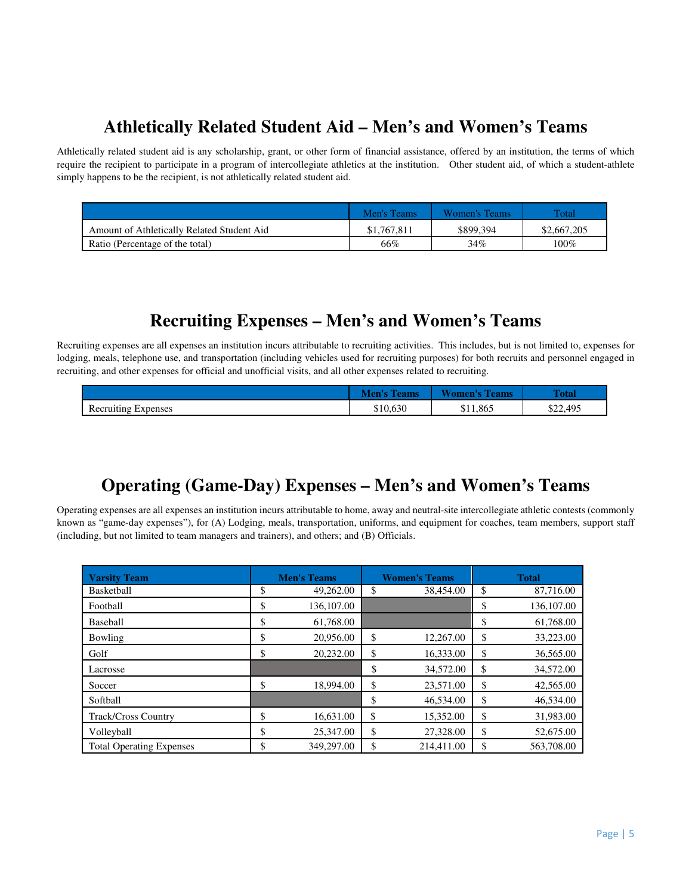## Athletically Related Student Aid – Men's and Women's Teams

Athletically related student aid is any scholarship, grant, or other form of financial assistance, offered by an institution, the terms of which require the recipient to participate in a program of intercollegiate athletics at the institution. Other student aid, of which a student-athlete simply happens to be the recipient, is not athletically related student aid.

| | Men's Teams | Women's Teams | Total |
|---|---|---|---|
| Amount of Athletically Related Student Aid | $1,767,811 | $899,394 | $2,667,205 |
| Ratio (Percentage of the total) | 66% | 34% | 100% |

## Recruiting Expenses – Men's and Women's Teams

Recruiting expenses are all expenses an institution incurs attributable to recruiting activities. This includes, but is not limited to, expenses for lodging, meals, telephone use, and transportation (including vehicles used for recruiting purposes) for both recruits and personnel engaged in recruiting, and other expenses for official and unofficial visits, and all other expenses related to recruiting.

| | Men's Teams | Women's Teams | Total |
|---|---|---|---|
| Recruiting Expenses | $10,630 | $11,865 | $22,495 |

## Operating (Game-Day) Expenses – Men's and Women's Teams

Operating expenses are all expenses an institution incurs attributable to home, away and neutral-site intercollegiate athletic contests (commonly known as "game-day expenses"), for (A) Lodging, meals, transportation, uniforms, and equipment for coaches, team members, support staff (including, but not limited to team managers and trainers), and others; and (B) Officials.

| Varsity Team | Men's Teams | Women's Teams | Total |
|---|---|---|---|
| Basketball | $ 49,262.00 | $ 38,454.00 | $ 87,716.00 |
| Football | $ 136,107.00 | | $ 136,107.00 |
| Baseball | $ 61,768.00 | | $ 61,768.00 |
| Bowling | $ 20,956.00 | $ 12,267.00 | $ 33,223.00 |
| Golf | $ 20,232.00 | $ 16,333.00 | $ 36,565.00 |
| Lacrosse | | $ 34,572.00 | $ 34,572.00 |
| Soccer | $ 18,994.00 | $ 23,571.00 | $ 42,565.00 |
| Softball | | $ 46,534.00 | $ 46,534.00 |
| Track/Cross Country | $ 16,631.00 | $ 15,352.00 | $ 31,983.00 |
| Volleyball | $ 25,347.00 | $ 27,328.00 | $ 52,675.00 |
| Total Operating Expenses | $ 349,297.00 | $ 214,411.00 | $ 563,708.00 |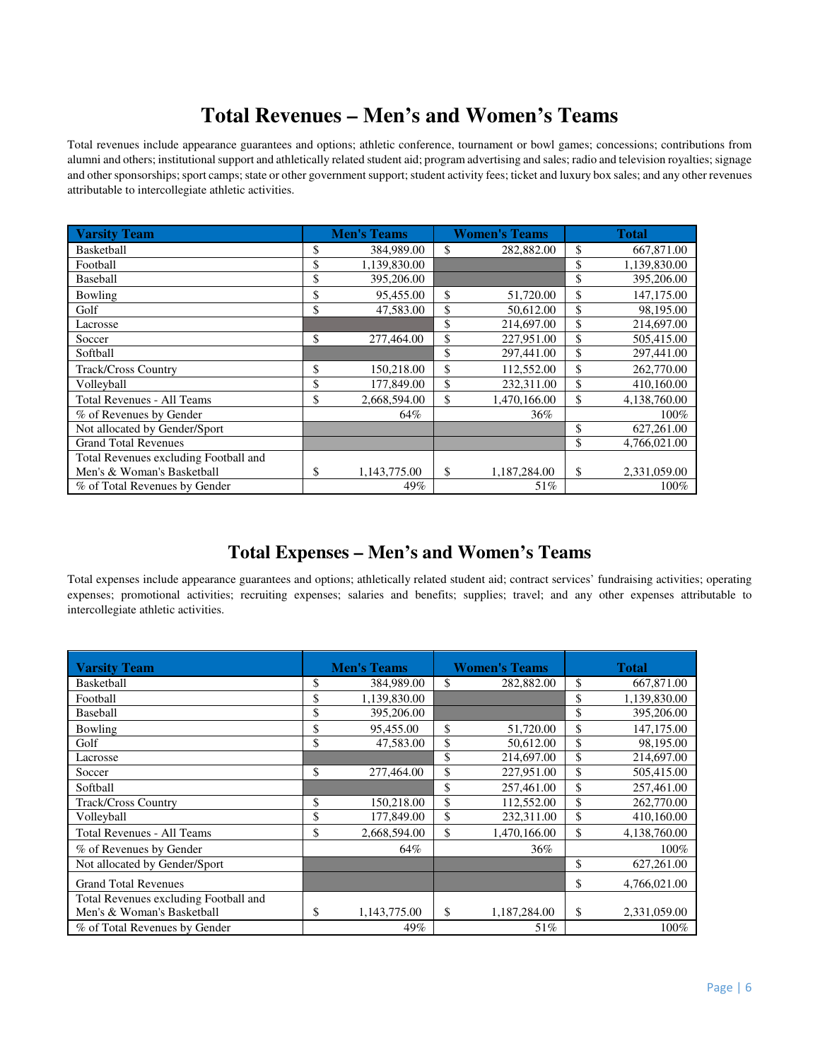# Total Revenues – Men's and Women's Teams

Total revenues include appearance guarantees and options; athletic conference, tournament or bowl games; concessions; contributions from alumni and others; institutional support and athletically related student aid; program advertising and sales; radio and television royalties; signage and other sponsorships; sport camps; state or other government support; student activity fees; ticket and luxury box sales; and any other revenues attributable to intercollegiate athletic activities.

| Varsity Team | Men's Teams | Women's Teams | Total |
|---|---|---|---|
| Basketball | $ 384,989.00 | $ 282,882.00 | $ 667,871.00 |
| Football | $ 1,139,830.00 | | $ 1,139,830.00 |
| Baseball | $ 395,206.00 | | $ 395,206.00 |
| Bowling | $ 95,455.00 | $ 51,720.00 | $ 147,175.00 |
| Golf | $ 47,583.00 | $ 50,612.00 | $ 98,195.00 |
| Lacrosse | | $ 214,697.00 | $ 214,697.00 |
| Soccer | $ 277,464.00 | $ 227,951.00 | $ 505,415.00 |
| Softball | | $ 297,441.00 | $ 297,441.00 |
| Track/Cross Country | $ 150,218.00 | $ 112,552.00 | $ 262,770.00 |
| Volleyball | $ 177,849.00 | $ 232,311.00 | $ 410,160.00 |
| Total Revenues - All Teams | $ 2,668,594.00 | $ 1,470,166.00 | $ 4,138,760.00 |
| % of Revenues by Gender | 64% | 36% | 100% |
| Not allocated by Gender/Sport | | | $ 627,261.00 |
| Grand Total Revenues | | | $ 4,766,021.00 |
| Total Revenues excluding Football and Men's & Woman's Basketball | $ 1,143,775.00 | $ 1,187,284.00 | $ 2,331,059.00 |
| % of Total Revenues by Gender | 49% | 51% | 100% |

# Total Expenses – Men's and Women's Teams

Total expenses include appearance guarantees and options; athletically related student aid; contract services' fundraising activities; operating expenses; promotional activities; recruiting expenses; salaries and benefits; supplies; travel; and any other expenses attributable to intercollegiate athletic activities.

| Varsity Team | Men's Teams | Women's Teams | Total |
|---|---|---|---|
| Basketball | $ 384,989.00 | $ 282,882.00 | $ 667,871.00 |
| Football | $ 1,139,830.00 | | $ 1,139,830.00 |
| Baseball | $ 395,206.00 | | $ 395,206.00 |
| Bowling | $ 95,455.00 | $ 51,720.00 | $ 147,175.00 |
| Golf | $ 47,583.00 | $ 50,612.00 | $ 98,195.00 |
| Lacrosse | | $ 214,697.00 | $ 214,697.00 |
| Soccer | $ 277,464.00 | $ 227,951.00 | $ 505,415.00 |
| Softball | | $ 257,461.00 | $ 257,461.00 |
| Track/Cross Country | $ 150,218.00 | $ 112,552.00 | $ 262,770.00 |
| Volleyball | $ 177,849.00 | $ 232,311.00 | $ 410,160.00 |
| Total Revenues - All Teams | $ 2,668,594.00 | $ 1,470,166.00 | $ 4,138,760.00 |
| % of Revenues by Gender | 64% | 36% | 100% |
| Not allocated by Gender/Sport | | | $ 627,261.00 |
| Grand Total Revenues | | | $ 4,766,021.00 |
| Total Revenues excluding Football and Men's & Woman's Basketball | $ 1,143,775.00 | $ 1,187,284.00 | $ 2,331,059.00 |
| % of Total Revenues by Gender | 49% | 51% | 100% |